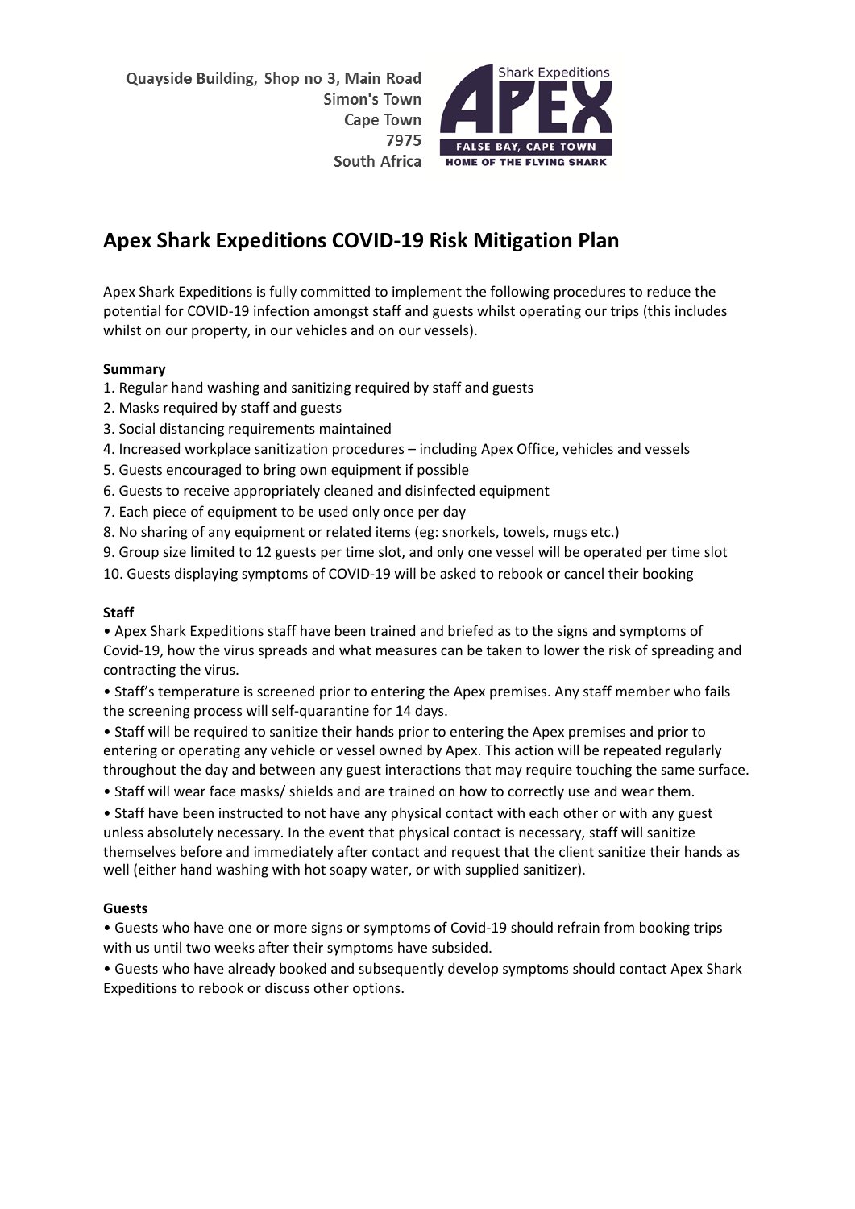Quayside Building, Shop no 3, Main Road
Simon's Town
Cape Town
7975
South Africa

Shark Expeditions
APEX
FALSE BAY, CAPE TOWN
HOME OF THE FLYING SHARK

# Apex Shark Expeditions COVID-19 Risk Mitigation Plan

Apex Shark Expeditions is fully committed to implement the following procedures to reduce the potential for COVID-19 infection amongst staff and guests whilst operating our trips (this includes whilst on our property, in our vehicles and on our vessels).

**Summary**

1. Regular hand washing and sanitizing required by staff and guests
2. Masks required by staff and guests
3. Social distancing requirements maintained
4. Increased workplace sanitization procedures – including Apex Office, vehicles and vessels
5. Guests encouraged to bring own equipment if possible
6. Guests to receive appropriately cleaned and disinfected equipment
7. Each piece of equipment to be used only once per day
8. No sharing of any equipment or related items (eg: snorkels, towels, mugs etc.)
9. Group size limited to 12 guests per time slot, and only one vessel will be operated per time slot
10. Guests displaying symptoms of COVID-19 will be asked to rebook or cancel their booking

**Staff**

- Apex Shark Expeditions staff have been trained and briefed as to the signs and symptoms of Covid-19, how the virus spreads and what measures can be taken to lower the risk of spreading and contracting the virus.
- Staff's temperature is screened prior to entering the Apex premises. Any staff member who fails the screening process will self-quarantine for 14 days.
- Staff will be required to sanitize their hands prior to entering the Apex premises and prior to entering or operating any vehicle or vessel owned by Apex. This action will be repeated regularly throughout the day and between any guest interactions that may require touching the same surface.
- Staff will wear face masks/ shields and are trained on how to correctly use and wear them.
- Staff have been instructed to not have any physical contact with each other or with any guest unless absolutely necessary. In the event that physical contact is necessary, staff will sanitize themselves before and immediately after contact and request that the client sanitize their hands as well (either hand washing with hot soapy water, or with supplied sanitizer).

**Guests**

- Guests who have one or more signs or symptoms of Covid-19 should refrain from booking trips with us until two weeks after their symptoms have subsided.
- Guests who have already booked and subsequently develop symptoms should contact Apex Shark Expeditions to rebook or discuss other options.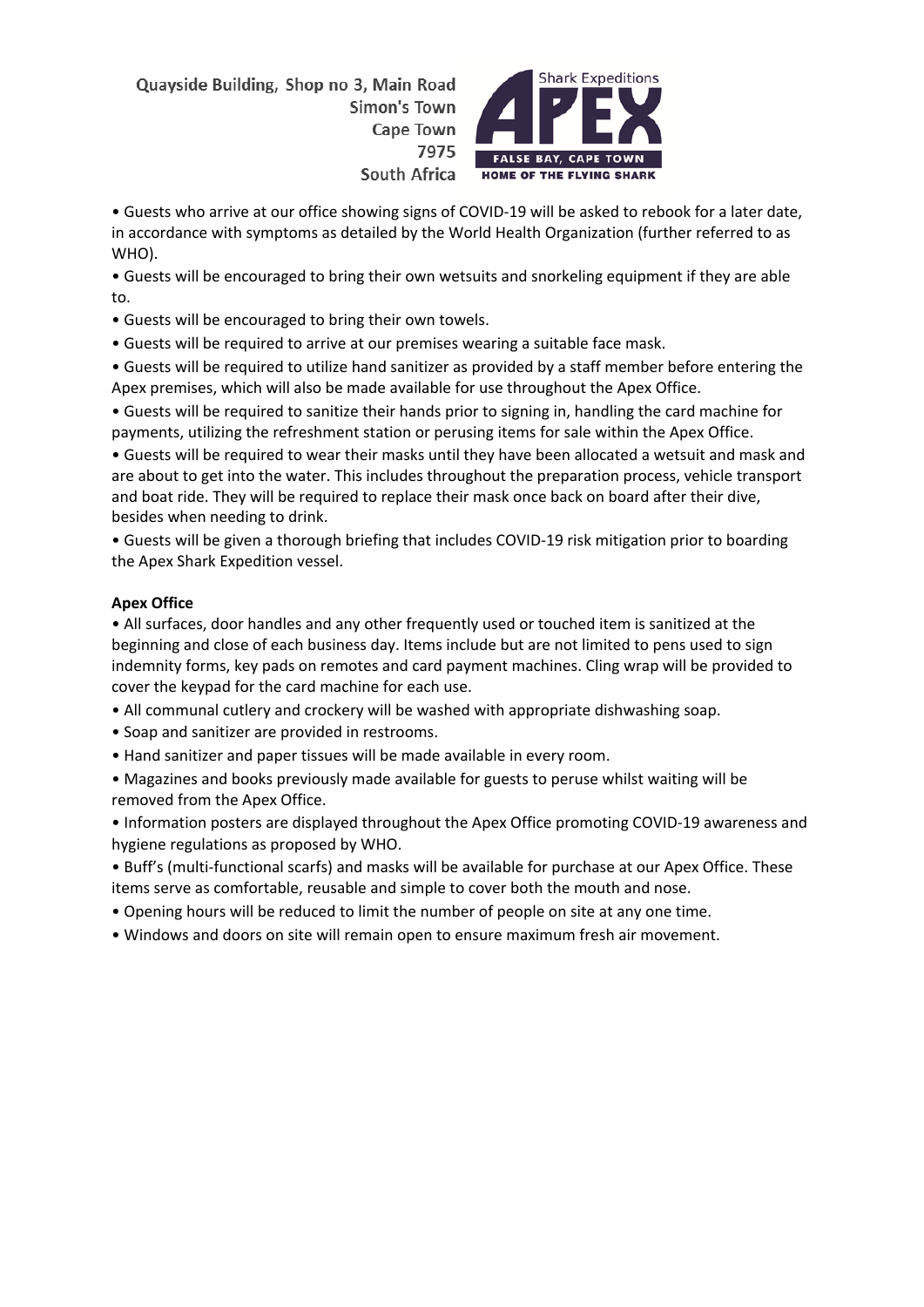Quayside Building, Shop no 3, Main Road
Simon's Town
Cape Town
7975
South Africa

- Guests who arrive at our office showing signs of COVID-19 will be asked to rebook for a later date, in accordance with symptoms as detailed by the World Health Organization (further referred to as WHO).
- Guests will be encouraged to bring their own wetsuits and snorkeling equipment if they are able to.
- Guests will be encouraged to bring their own towels.
- Guests will be required to arrive at our premises wearing a suitable face mask.
- Guests will be required to utilize hand sanitizer as provided by a staff member before entering the Apex premises, which will also be made available for use throughout the Apex Office.
- Guests will be required to sanitize their hands prior to signing in, handling the card machine for payments, utilizing the refreshment station or perusing items for sale within the Apex Office.
- Guests will be required to wear their masks until they have been allocated a wetsuit and mask and are about to get into the water. This includes throughout the preparation process, vehicle transport and boat ride. They will be required to replace their mask once back on board after their dive, besides when needing to drink.
- Guests will be given a thorough briefing that includes COVID-19 risk mitigation prior to boarding the Apex Shark Expedition vessel.

**Apex Office**

- All surfaces, door handles and any other frequently used or touched item is sanitized at the beginning and close of each business day. Items include but are not limited to pens used to sign indemnity forms, key pads on remotes and card payment machines. Cling wrap will be provided to cover the keypad for the card machine for each use.
- All communal cutlery and crockery will be washed with appropriate dishwashing soap.
- Soap and sanitizer are provided in restrooms.
- Hand sanitizer and paper tissues will be made available in every room.
- Magazines and books previously made available for guests to peruse whilst waiting will be removed from the Apex Office.
- Information posters are displayed throughout the Apex Office promoting COVID-19 awareness and hygiene regulations as proposed by WHO.
- Buff's (multi-functional scarfs) and masks will be available for purchase at our Apex Office. These items serve as comfortable, reusable and simple to cover both the mouth and nose.
- Opening hours will be reduced to limit the number of people on site at any one time.
- Windows and doors on site will remain open to ensure maximum fresh air movement.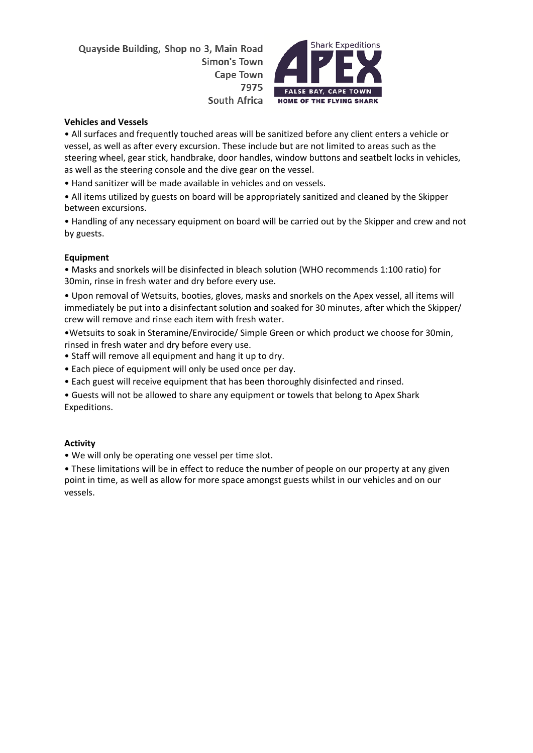Quayside Building, Shop no 3, Main Road
Simon's Town
Cape Town
7975
South Africa

Shark Expeditions
APEX
FALSE BAY, CAPE TOWN
HOME OF THE FLYING SHARK

**Vehicles and Vessels**

- All surfaces and frequently touched areas will be sanitized before any client enters a vehicle or vessel, as well as after every excursion. These include but are not limited to areas such as the steering wheel, gear stick, handbrake, door handles, window buttons and seatbelt locks in vehicles, as well as the steering console and the dive gear on the vessel.
- Hand sanitizer will be made available in vehicles and on vessels.
- All items utilized by guests on board will be appropriately sanitized and cleaned by the Skipper between excursions.
- Handling of any necessary equipment on board will be carried out by the Skipper and crew and not by guests.

**Equipment**

- Masks and snorkels will be disinfected in bleach solution (WHO recommends 1:100 ratio) for 30min, rinse in fresh water and dry before every use.
- Upon removal of Wetsuits, booties, gloves, masks and snorkels on the Apex vessel, all items will immediately be put into a disinfectant solution and soaked for 30 minutes, after which the Skipper/ crew will remove and rinse each item with fresh water.
- Wetsuits to soak in Steramine/Envirocide/ Simple Green or which product we choose for 30min, rinsed in fresh water and dry before every use.
- Staff will remove all equipment and hang it up to dry.
- Each piece of equipment will only be used once per day.
- Each guest will receive equipment that has been thoroughly disinfected and rinsed.
- Guests will not be allowed to share any equipment or towels that belong to Apex Shark Expeditions.

**Activity**

- We will only be operating one vessel per time slot.
- These limitations will be in effect to reduce the number of people on our property at any given point in time, as well as allow for more space amongst guests whilst in our vehicles and on our vessels.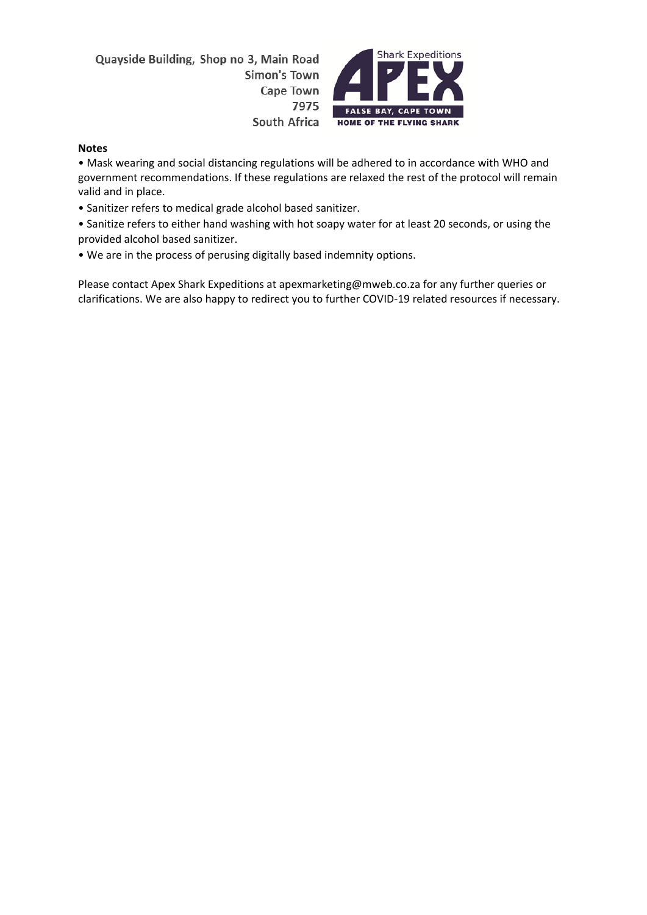Quayside Building, Shop no 3, Main Road
Simon's Town
Cape Town
7975
South Africa

Shark Expeditions
APEX
FALSE BAY, CAPE TOWN
HOME OF THE FLYING SHARK

**Notes**

• Mask wearing and social distancing regulations will be adhered to in accordance with WHO and government recommendations. If these regulations are relaxed the rest of the protocol will remain valid and in place.

• Sanitizer refers to medical grade alcohol based sanitizer.

• Sanitize refers to either hand washing with hot soapy water for at least 20 seconds, or using the provided alcohol based sanitizer.

• We are in the process of perusing digitally based indemnity options.

Please contact Apex Shark Expeditions at apexmarketing@mweb.co.za for any further queries or clarifications. We are also happy to redirect you to further COVID-19 related resources if necessary.